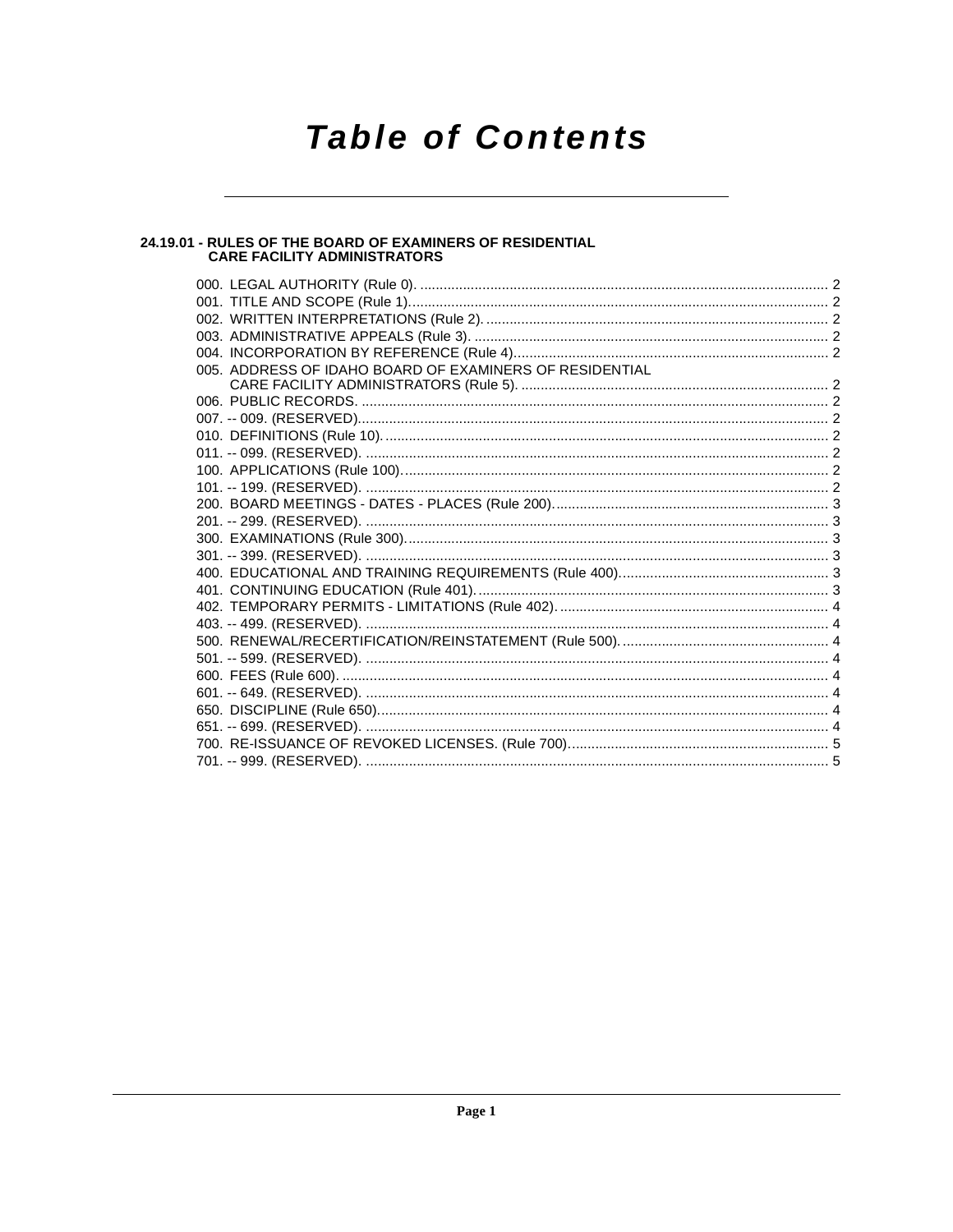# Table of Contents

## 24.19.01 - RULES OF THE BOARD OF EXAMINERS OF RESIDENTIAL CARE FACILITY ADMINISTRATORS

000. LEGAL AUTHORITY (Rule 0). ........................................................................................................ 2
001. TITLE AND SCOPE (Rule 1)........................................................................................................... 2
002. WRITTEN INTERPRETATIONS (Rule 2). ........................................................................................ 2
003. ADMINISTRATIVE APPEALS (Rule 3). ........................................................................................... 2
004. INCORPORATION BY REFERENCE (Rule 4)................................................................................. 2
005. ADDRESS OF IDAHO BOARD OF EXAMINERS OF RESIDENTIAL CARE FACILITY ADMINISTRATORS (Rule 5). ............................................................................... 2
006. PUBLIC RECORDS. ....................................................................................................................... 2
007. -- 009. (RESERVED)........................................................................................................................ 2
010. DEFINITIONS (Rule 10). ................................................................................................................. 2
011. -- 099. (RESERVED). ...................................................................................................................... 2
100. APPLICATIONS (Rule 100)............................................................................................................ 2
101. -- 199. (RESERVED). ...................................................................................................................... 2
200. BOARD MEETINGS - DATES - PLACES (Rule 200)...................................................................... 3
201. -- 299. (RESERVED). ...................................................................................................................... 3
300. EXAMINATIONS (Rule 300)............................................................................................................ 3
301. -- 399. (RESERVED). ...................................................................................................................... 3
400. EDUCATIONAL AND TRAINING REQUIREMENTS (Rule 400)..................................................... 3
401. CONTINUING EDUCATION (Rule 401)........................................................................................... 3
402. TEMPORARY PERMITS - LIMITATIONS (Rule 402). ..................................................................... 4
403. -- 499. (RESERVED). ...................................................................................................................... 4
500. RENEWAL/RECERTIFICATION/REINSTATEMENT (Rule 500). ..................................................... 4
501. -- 599. (RESERVED). ...................................................................................................................... 4
600. FEES (Rule 600). ............................................................................................................................ 4
601. -- 649. (RESERVED). ...................................................................................................................... 4
650. DISCIPLINE (Rule 650)................................................................................................................... 4
651. -- 699. (RESERVED). ...................................................................................................................... 4
700. RE-ISSUANCE OF REVOKED LICENSES. (Rule 700).................................................................. 5
701. -- 999. (RESERVED). ...................................................................................................................... 5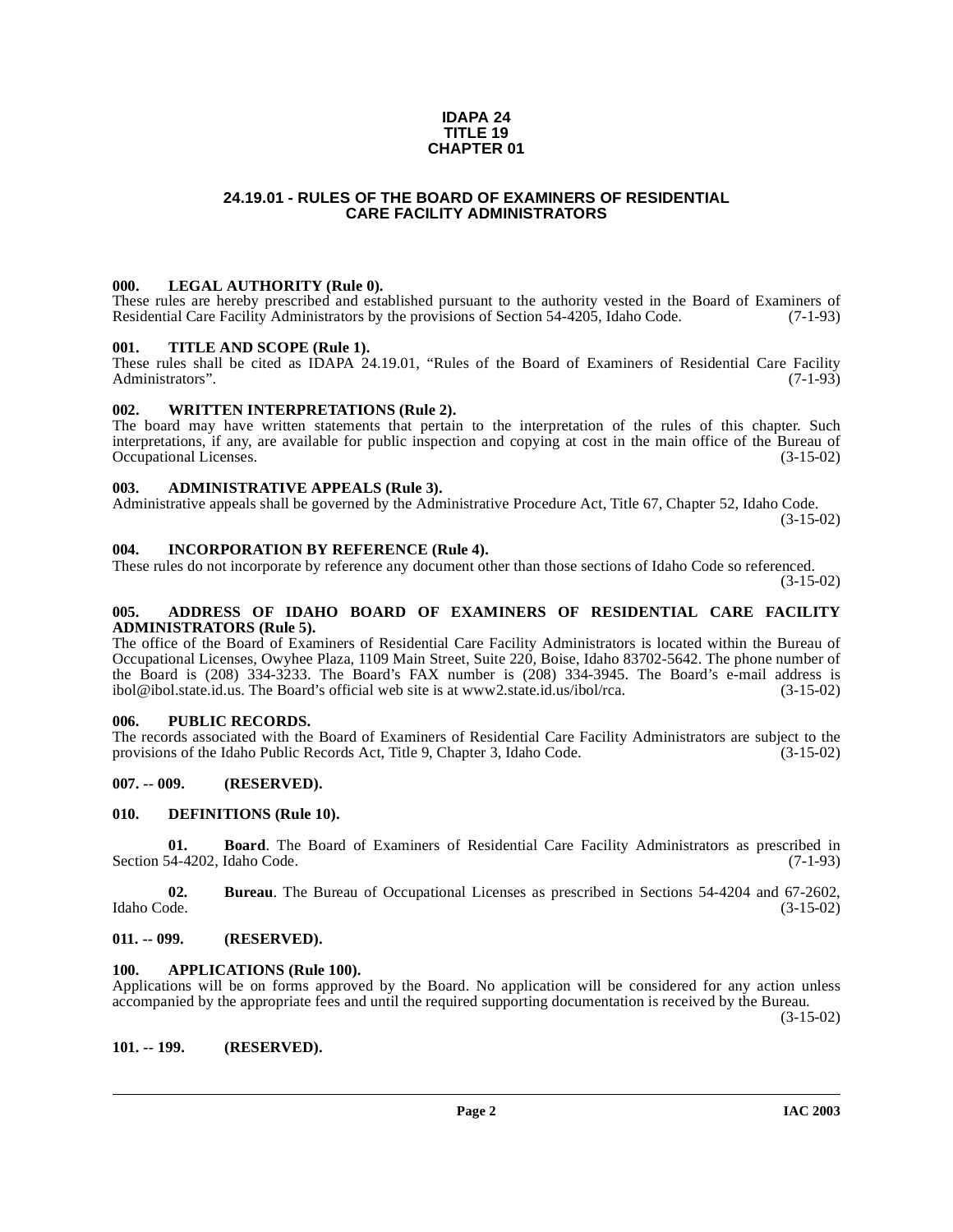**IDAPA 24**
**TITLE 19**
**CHAPTER 01**

# 24.19.01 - RULES OF THE BOARD OF EXAMINERS OF RESIDENTIAL CARE FACILITY ADMINISTRATORS

### 000. LEGAL AUTHORITY (Rule 0).

These rules are hereby prescribed and established pursuant to the authority vested in the Board of Examiners of Residential Care Facility Administrators by the provisions of Section 54-4205, Idaho Code. (7-1-93)

### 001. TITLE AND SCOPE (Rule 1).

These rules shall be cited as IDAPA 24.19.01, "Rules of the Board of Examiners of Residential Care Facility Administrators". (7-1-93)

### 002. WRITTEN INTERPRETATIONS (Rule 2).

The board may have written statements that pertain to the interpretation of the rules of this chapter. Such interpretations, if any, are available for public inspection and copying at cost in the main office of the Bureau of Occupational Licenses. (3-15-02)

### 003. ADMINISTRATIVE APPEALS (Rule 3).

Administrative appeals shall be governed by the Administrative Procedure Act, Title 67, Chapter 52, Idaho Code. (3-15-02)

### 004. INCORPORATION BY REFERENCE (Rule 4).

These rules do not incorporate by reference any document other than those sections of Idaho Code so referenced. (3-15-02)

### 005. ADDRESS OF IDAHO BOARD OF EXAMINERS OF RESIDENTIAL CARE FACILITY ADMINISTRATORS (Rule 5).

The office of the Board of Examiners of Residential Care Facility Administrators is located within the Bureau of Occupational Licenses, Owyhee Plaza, 1109 Main Street, Suite 220, Boise, Idaho 83702-5642. The phone number of the Board is (208) 334-3233. The Board's FAX number is (208) 334-3945. The Board's e-mail address is ibol@ibol.state.id.us. The Board's official web site is at www2.state.id.us/ibol/rca. (3-15-02)

### 006. PUBLIC RECORDS.

The records associated with the Board of Examiners of Residential Care Facility Administrators are subject to the provisions of the Idaho Public Records Act, Title 9, Chapter 3, Idaho Code. (3-15-02)

### 007. -- 009. (RESERVED).

### 010. DEFINITIONS (Rule 10).

**01. Board**. The Board of Examiners of Residential Care Facility Administrators as prescribed in Section 54-4202, Idaho Code. (7-1-93)

**02. Bureau**. The Bureau of Occupational Licenses as prescribed in Sections 54-4204 and 67-2602, Idaho Code. (3-15-02)

### 011. -- 099. (RESERVED).

### 100. APPLICATIONS (Rule 100).

Applications will be on forms approved by the Board. No application will be considered for any action unless accompanied by the appropriate fees and until the required supporting documentation is received by the Bureau. (3-15-02)

### 101. -- 199. (RESERVED).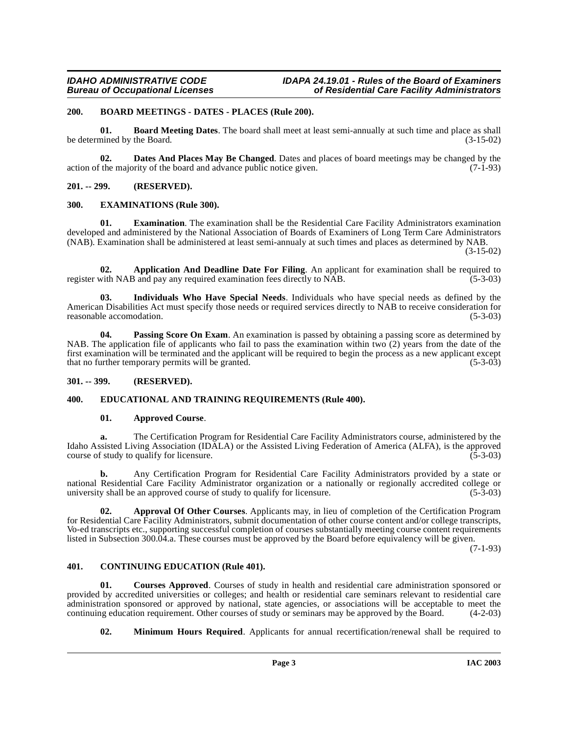## 200. BOARD MEETINGS - DATES - PLACES (Rule 200).

**01. Board Meeting Dates**. The board shall meet at least semi-annually at such time and place as shall be determined by the Board. (3-15-02)

**02. Dates And Places May Be Changed**. Dates and places of board meetings may be changed by the action of the majority of the board and advance public notice given. (7-1-93)

## 201. -- 299. (RESERVED).

## 300. EXAMINATIONS (Rule 300).

**01. Examination**. The examination shall be the Residential Care Facility Administrators examination developed and administered by the National Association of Boards of Examiners of Long Term Care Administrators (NAB). Examination shall be administered at least semi-annualy at such times and places as determined by NAB. (3-15-02)

**02. Application And Deadline Date For Filing**. An applicant for examination shall be required to register with NAB and pay any required examination fees directly to NAB. (5-3-03)

**03. Individuals Who Have Special Needs**. Individuals who have special needs as defined by the American Disabilities Act must specify those needs or required services directly to NAB to receive consideration for reasonable accomodation. (5-3-03)

**04. Passing Score On Exam**. An examination is passed by obtaining a passing score as determined by NAB. The application file of applicants who fail to pass the examination within two (2) years from the date of the first examination will be terminated and the applicant will be required to begin the process as a new applicant except that no further temporary permits will be granted. (5-3-03)

## 301. -- 399. (RESERVED).

## 400. EDUCATIONAL AND TRAINING REQUIREMENTS (Rule 400).

**01. Approved Course**.

**a.** The Certification Program for Residential Care Facility Administrators course, administered by the Idaho Assisted Living Association (IDALA) or the Assisted Living Federation of America (ALFA), is the approved course of study to qualify for licensure. (5-3-03)

**b.** Any Certification Program for Residential Care Facility Administrators provided by a state or national Residential Care Facility Administrator organization or a nationally or regionally accredited college or university shall be an approved course of study to qualify for licensure. (5-3-03)

**02. Approval Of Other Courses**. Applicants may, in lieu of completion of the Certification Program for Residential Care Facility Administrators, submit documentation of other course content and/or college transcripts, Vo-ed transcripts etc., supporting successful completion of courses substantially meeting course content requirements listed in Subsection 300.04.a. These courses must be approved by the Board before equivalency will be given. (7-1-93)

## 401. CONTINUING EDUCATION (Rule 401).

**01. Courses Approved**. Courses of study in health and residential care administration sponsored or provided by accredited universities or colleges; and health or residential care seminars relevant to residential care administration sponsored or approved by national, state agencies, or associations will be acceptable to meet the continuing education requirement. Other courses of study or seminars may be approved by the Board. (4-2-03)

**02. Minimum Hours Required**. Applicants for annual recertification/renewal shall be required to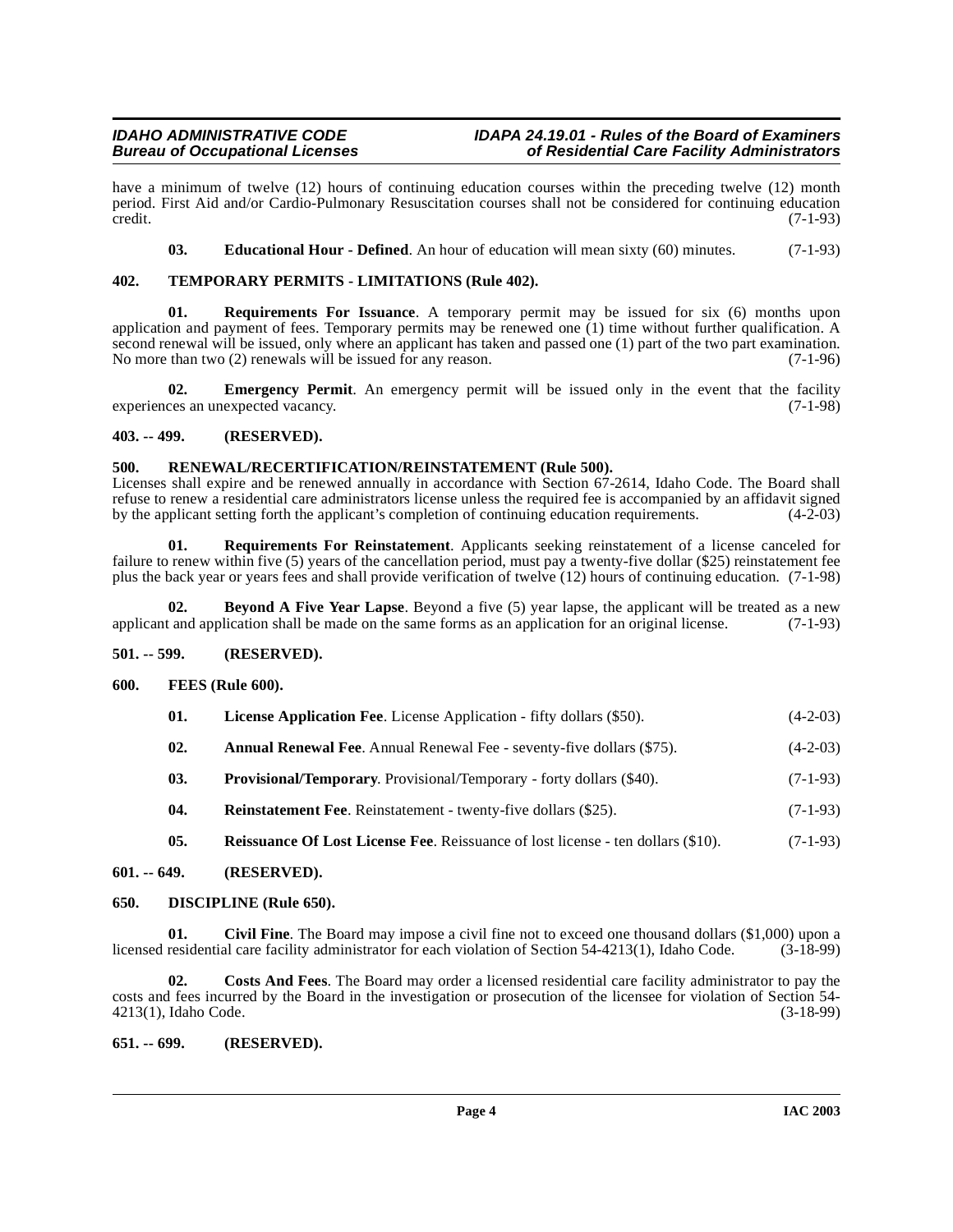have a minimum of twelve (12) hours of continuing education courses within the preceding twelve (12) month period. First Aid and/or Cardio-Pulmonary Resuscitation courses shall not be considered for continuing education credit. (7-1-93)

**03. Educational Hour - Defined**. An hour of education will mean sixty (60) minutes. (7-1-93)

## 402. TEMPORARY PERMITS - LIMITATIONS (Rule 402).

**01. Requirements For Issuance**. A temporary permit may be issued for six (6) months upon application and payment of fees. Temporary permits may be renewed one (1) time without further qualification. A second renewal will be issued, only where an applicant has taken and passed one (1) part of the two part examination. No more than two (2) renewals will be issued for any reason. (7-1-96)

**02. Emergency Permit**. An emergency permit will be issued only in the event that the facility experiences an unexpected vacancy. (7-1-98)

## 403. -- 499. (RESERVED).

## 500. RENEWAL/RECERTIFICATION/REINSTATEMENT (Rule 500).

Licenses shall expire and be renewed annually in accordance with Section 67-2614, Idaho Code. The Board shall refuse to renew a residential care administrators license unless the required fee is accompanied by an affidavit signed by the applicant setting forth the applicant's completion of continuing education requirements. (4-2-03)

**01. Requirements For Reinstatement**. Applicants seeking reinstatement of a license canceled for failure to renew within five (5) years of the cancellation period, must pay a twenty-five dollar ($25) reinstatement fee plus the back year or years fees and shall provide verification of twelve (12) hours of continuing education. (7-1-98)

**02. Beyond A Five Year Lapse**. Beyond a five (5) year lapse, the applicant will be treated as a new applicant and application shall be made on the same forms as an application for an original license. (7-1-93)

## 501. -- 599. (RESERVED).

## 600. FEES (Rule 600).

**01. License Application Fee**. License Application - fifty dollars ($50). (4-2-03)

**02. Annual Renewal Fee**. Annual Renewal Fee - seventy-five dollars ($75). (4-2-03)

**03. Provisional/Temporary**. Provisional/Temporary - forty dollars ($40). (7-1-93)

**04. Reinstatement Fee**. Reinstatement - twenty-five dollars ($25). (7-1-93)

**05. Reissuance Of Lost License Fee**. Reissuance of lost license - ten dollars ($10). (7-1-93)

## 601. -- 649. (RESERVED).

## 650. DISCIPLINE (Rule 650).

**01. Civil Fine**. The Board may impose a civil fine not to exceed one thousand dollars ($1,000) upon a licensed residential care facility administrator for each violation of Section 54-4213(1), Idaho Code. (3-18-99)

**02. Costs And Fees**. The Board may order a licensed residential care facility administrator to pay the costs and fees incurred by the Board in the investigation or prosecution of the licensee for violation of Section 54-4213(1), Idaho Code. (3-18-99)

## 651. -- 699. (RESERVED).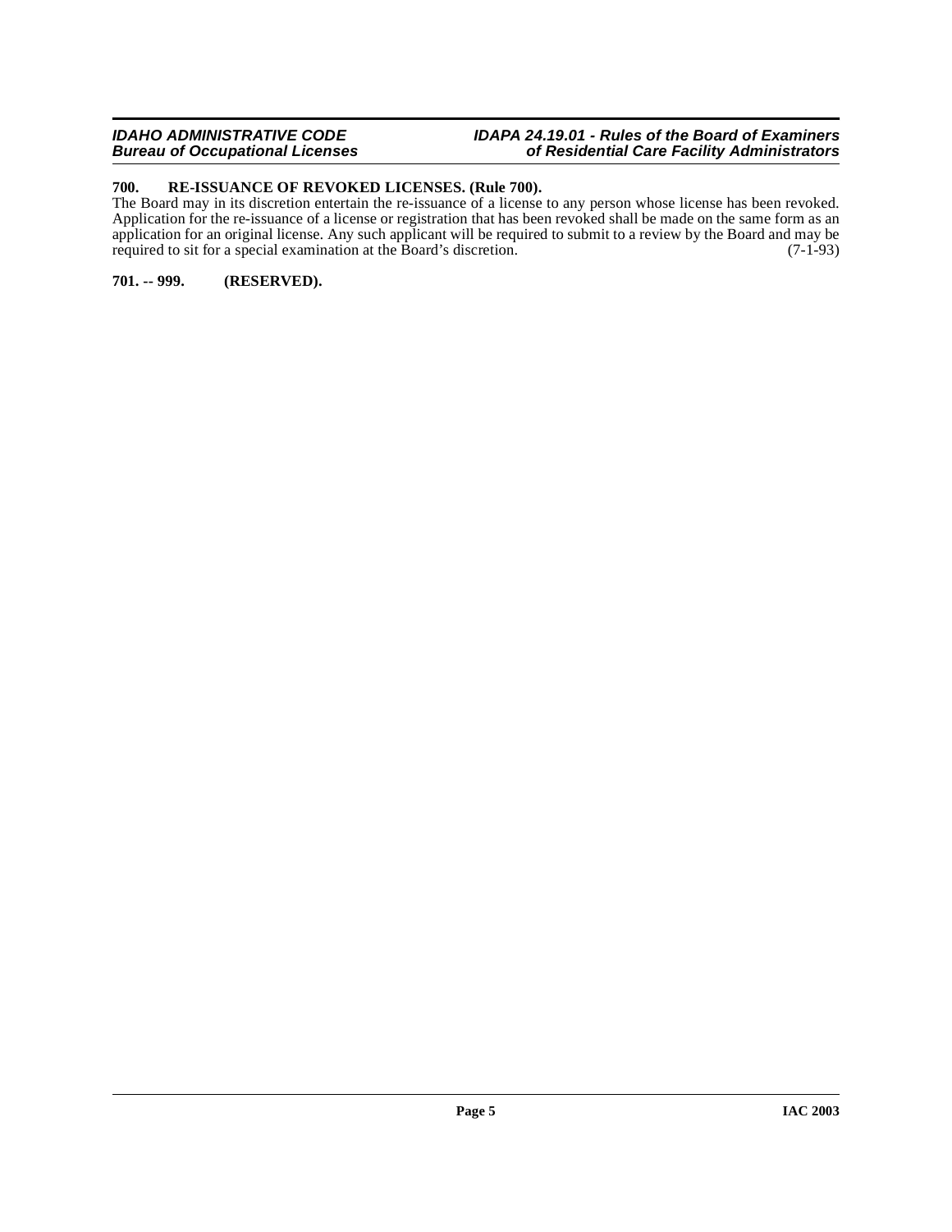### 700. RE-ISSUANCE OF REVOKED LICENSES. (Rule 700).

The Board may in its discretion entertain the re-issuance of a license to any person whose license has been revoked. Application for the re-issuance of a license or registration that has been revoked shall be made on the same form as an application for an original license. Any such applicant will be required to submit to a review by the Board and may be required to sit for a special examination at the Board's discretion. (7-1-93)

### 701. -- 999. (RESERVED).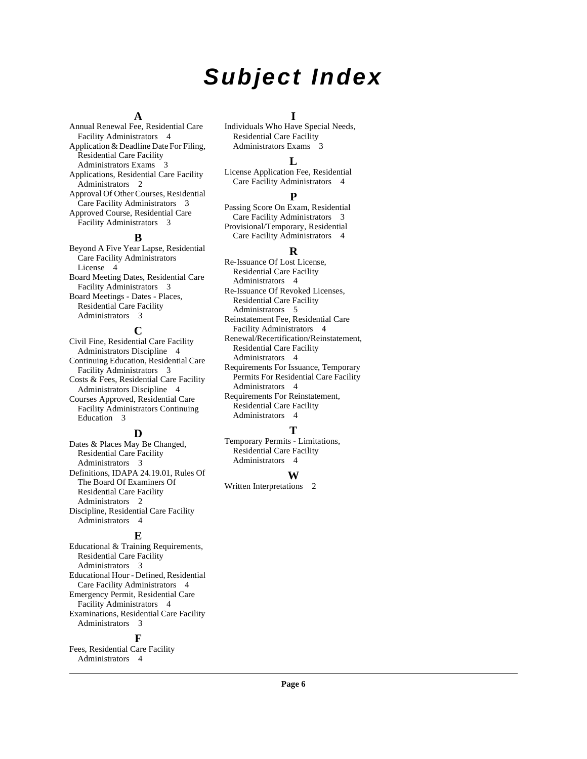# Subject Index

## A

Annual Renewal Fee, Residential Care Facility Administrators 4

Application & Deadline Date For Filing, Residential Care Facility Administrators Exams 3

Applications, Residential Care Facility Administrators 2

Approval Of Other Courses, Residential Care Facility Administrators 3

Approved Course, Residential Care Facility Administrators 3

## B

Beyond A Five Year Lapse, Residential Care Facility Administrators License 4

Board Meeting Dates, Residential Care Facility Administrators 3

Board Meetings - Dates - Places, Residential Care Facility Administrators 3

## C

Civil Fine, Residential Care Facility Administrators Discipline 4

Continuing Education, Residential Care Facility Administrators 3

Costs & Fees, Residential Care Facility Administrators Discipline 4

Courses Approved, Residential Care Facility Administrators Continuing Education 3

## D

Dates & Places May Be Changed, Residential Care Facility Administrators 3

Definitions, IDAPA 24.19.01, Rules Of The Board Of Examiners Of Residential Care Facility Administrators 2

Discipline, Residential Care Facility Administrators 4

## E

Educational & Training Requirements, Residential Care Facility Administrators 3

Educational Hour - Defined, Residential Care Facility Administrators 4

Emergency Permit, Residential Care Facility Administrators 4

Examinations, Residential Care Facility Administrators 3

## F

Fees, Residential Care Facility Administrators 4

## I

Individuals Who Have Special Needs, Residential Care Facility Administrators Exams 3

## L

License Application Fee, Residential Care Facility Administrators 4

## P

Passing Score On Exam, Residential Care Facility Administrators 3

Provisional/Temporary, Residential Care Facility Administrators 4

## R

Re-Issuance Of Lost License, Residential Care Facility Administrators 4

Re-Issuance Of Revoked Licenses, Residential Care Facility Administrators 5

Reinstatement Fee, Residential Care Facility Administrators 4

Renewal/Recertification/Reinstatement, Residential Care Facility Administrators 4

Requirements For Issuance, Temporary Permits For Residential Care Facility Administrators 4

Requirements For Reinstatement, Residential Care Facility Administrators 4

## T

Temporary Permits - Limitations, Residential Care Facility Administrators 4

## W

Written Interpretations 2